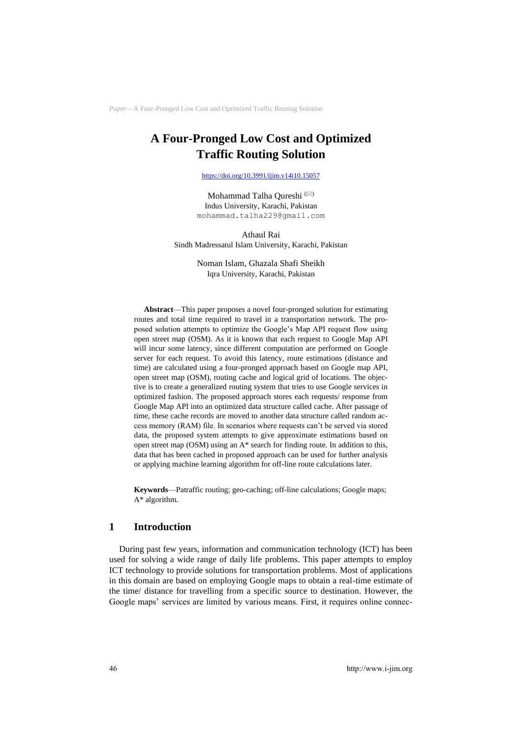# A Four-Pronged Low Cost and Optimized Traffic Routing Solution

https://doi.org/10.3991/ijim.v14i10.15057

Mohammad Talha Qureshi (✉)
Indus University, Karachi, Pakistan
mohammad.talha229@gmail.com

Athaul Rai
Sindh Madressatul Islam University, Karachi, Pakistan

Noman Islam, Ghazala Shafi Sheikh
Iqra University, Karachi, Pakistan

**Abstract**—This paper proposes a novel four-pronged solution for estimating routes and total time required to travel in a transportation network. The proposed solution attempts to optimize the Google's Map API request flow using open street map (OSM). As it is known that each request to Google Map API will incur some latency, since different computation are performed on Google server for each request. To avoid this latency, route estimations (distance and time) are calculated using a four-pronged approach based on Google map API, open street map (OSM), routing cache and logical grid of locations. The objective is to create a generalized routing system that tries to use Google services in optimized fashion. The proposed approach stores each requests/ response from Google Map API into an optimized data structure called cache. After passage of time, these cache records are moved to another data structure called random access memory (RAM) file. In scenarios where requests can't be served via stored data, the proposed system attempts to give approximate estimations based on open street map (OSM) using an A* search for finding route. In addition to this, data that has been cached in proposed approach can be used for further analysis or applying machine learning algorithm for off-line route calculations later.

**Keywords**—Patraffic routing; geo-caching; off-line calculations; Google maps; A* algorithm.

## 1 Introduction

During past few years, information and communication technology (ICT) has been used for solving a wide range of daily life problems. This paper attempts to employ ICT technology to provide solutions for transportation problems. Most of applications in this domain are based on employing Google maps to obtain a real-time estimate of the time/ distance for travelling from a specific source to destination. However, the Google maps' services are limited by various means. First, it requires online connec-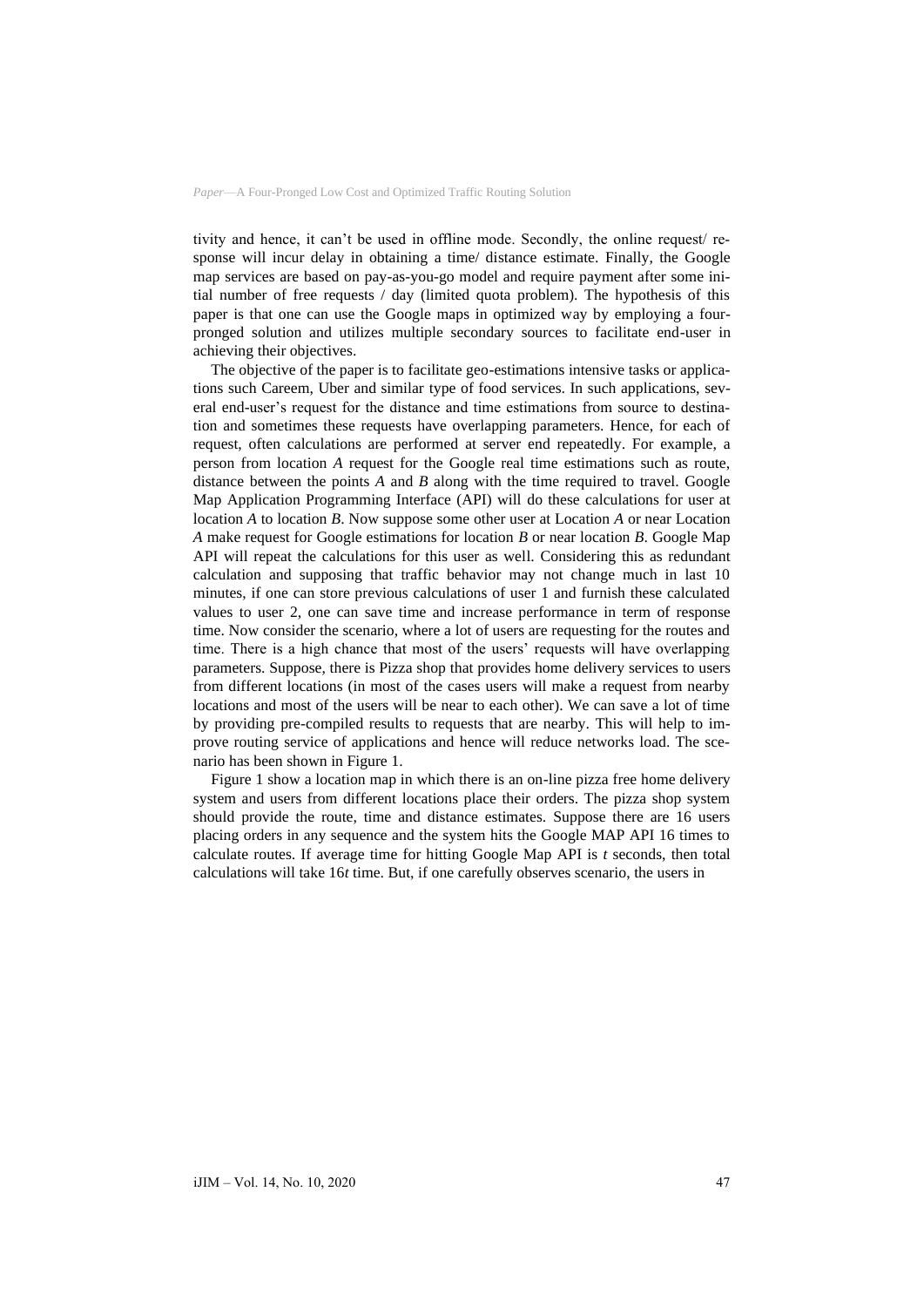tivity and hence, it can't be used in offline mode. Secondly, the online request/ response will incur delay in obtaining a time/ distance estimate. Finally, the Google map services are based on pay-as-you-go model and require payment after some initial number of free requests / day (limited quota problem). The hypothesis of this paper is that one can use the Google maps in optimized way by employing a four-pronged solution and utilizes multiple secondary sources to facilitate end-user in achieving their objectives.

The objective of the paper is to facilitate geo-estimations intensive tasks or applications such Careem, Uber and similar type of food services. In such applications, several end-user's request for the distance and time estimations from source to destination and sometimes these requests have overlapping parameters. Hence, for each of request, often calculations are performed at server end repeatedly. For example, a person from location *A* request for the Google real time estimations such as route, distance between the points *A* and *B* along with the time required to travel. Google Map Application Programming Interface (API) will do these calculations for user at location *A* to location *B*. Now suppose some other user at Location *A* or near Location *A* make request for Google estimations for location *B* or near location *B*. Google Map API will repeat the calculations for this user as well. Considering this as redundant calculation and supposing that traffic behavior may not change much in last 10 minutes, if one can store previous calculations of user 1 and furnish these calculated values to user 2, one can save time and increase performance in term of response time. Now consider the scenario, where a lot of users are requesting for the routes and time. There is a high chance that most of the users' requests will have overlapping parameters. Suppose, there is Pizza shop that provides home delivery services to users from different locations (in most of the cases users will make a request from nearby locations and most of the users will be near to each other). We can save a lot of time by providing pre-compiled results to requests that are nearby. This will help to improve routing service of applications and hence will reduce networks load. The scenario has been shown in Figure 1.

Figure 1 show a location map in which there is an on-line pizza free home delivery system and users from different locations place their orders. The pizza shop system should provide the route, time and distance estimates. Suppose there are 16 users placing orders in any sequence and the system hits the Google MAP API 16 times to calculate routes. If average time for hitting Google Map API is $t$ seconds, then total calculations will take $16t$ time. But, if one carefully observes scenario, the users in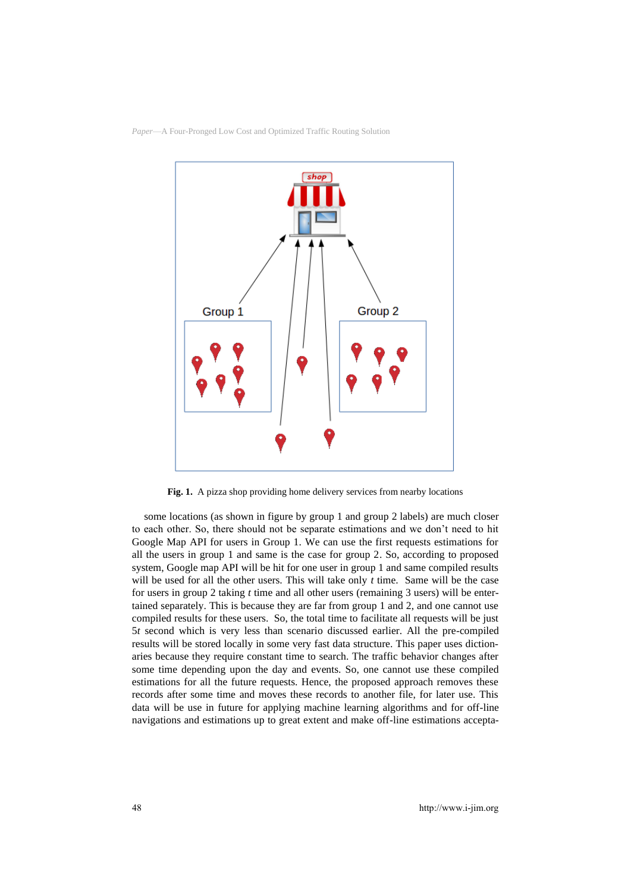Group 1

Group 2

**Fig. 1.** A pizza shop providing home delivery services from nearby locations

some locations (as shown in figure by group 1 and group 2 labels) are much closer to each other. So, there should not be separate estimations and we don't need to hit Google Map API for users in Group 1. We can use the first requests estimations for all the users in group 1 and same is the case for group 2. So, according to proposed system, Google map API will be hit for one user in group 1 and same compiled results will be used for all the other users. This will take only $t$ time. Same will be the case for users in group 2 taking $t$ time and all other users (remaining 3 users) will be entertained separately. This is because they are far from group 1 and 2, and one cannot use compiled results for these users. So, the total time to facilitate all requests will be just $5t$ second which is very less than scenario discussed earlier. All the pre-compiled results will be stored locally in some very fast data structure. This paper uses dictionaries because they require constant time to search. The traffic behavior changes after some time depending upon the day and events. So, one cannot use these compiled estimations for all the future requests. Hence, the proposed approach removes these records after some time and moves these records to another file, for later use. This data will be use in future for applying machine learning algorithms and for off-line navigations and estimations up to great extent and make off-line estimations accepta-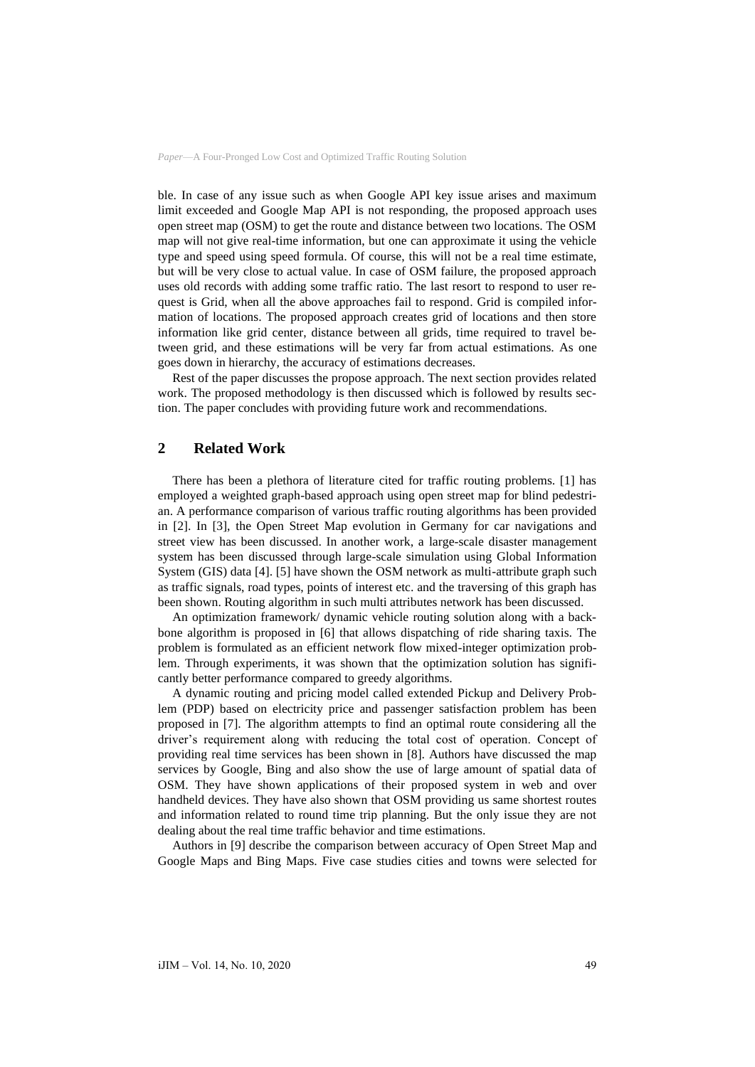ble. In case of any issue such as when Google API key issue arises and maximum limit exceeded and Google Map API is not responding, the proposed approach uses open street map (OSM) to get the route and distance between two locations. The OSM map will not give real-time information, but one can approximate it using the vehicle type and speed using speed formula. Of course, this will not be a real time estimate, but will be very close to actual value. In case of OSM failure, the proposed approach uses old records with adding some traffic ratio. The last resort to respond to user request is Grid, when all the above approaches fail to respond. Grid is compiled information of locations. The proposed approach creates grid of locations and then store information like grid center, distance between all grids, time required to travel between grid, and these estimations will be very far from actual estimations. As one goes down in hierarchy, the accuracy of estimations decreases.

Rest of the paper discusses the propose approach. The next section provides related work. The proposed methodology is then discussed which is followed by results section. The paper concludes with providing future work and recommendations.

## 2 Related Work

There has been a plethora of literature cited for traffic routing problems. [1] has employed a weighted graph-based approach using open street map for blind pedestrian. A performance comparison of various traffic routing algorithms has been provided in [2]. In [3], the Open Street Map evolution in Germany for car navigations and street view has been discussed. In another work, a large-scale disaster management system has been discussed through large-scale simulation using Global Information System (GIS) data [4]. [5] have shown the OSM network as multi-attribute graph such as traffic signals, road types, points of interest etc. and the traversing of this graph has been shown. Routing algorithm in such multi attributes network has been discussed.

An optimization framework/ dynamic vehicle routing solution along with a backbone algorithm is proposed in [6] that allows dispatching of ride sharing taxis. The problem is formulated as an efficient network flow mixed-integer optimization problem. Through experiments, it was shown that the optimization solution has significantly better performance compared to greedy algorithms.

A dynamic routing and pricing model called extended Pickup and Delivery Problem (PDP) based on electricity price and passenger satisfaction problem has been proposed in [7]. The algorithm attempts to find an optimal route considering all the driver's requirement along with reducing the total cost of operation. Concept of providing real time services has been shown in [8]. Authors have discussed the map services by Google, Bing and also show the use of large amount of spatial data of OSM. They have shown applications of their proposed system in web and over handheld devices. They have also shown that OSM providing us same shortest routes and information related to round time trip planning. But the only issue they are not dealing about the real time traffic behavior and time estimations.

Authors in [9] describe the comparison between accuracy of Open Street Map and Google Maps and Bing Maps. Five case studies cities and towns were selected for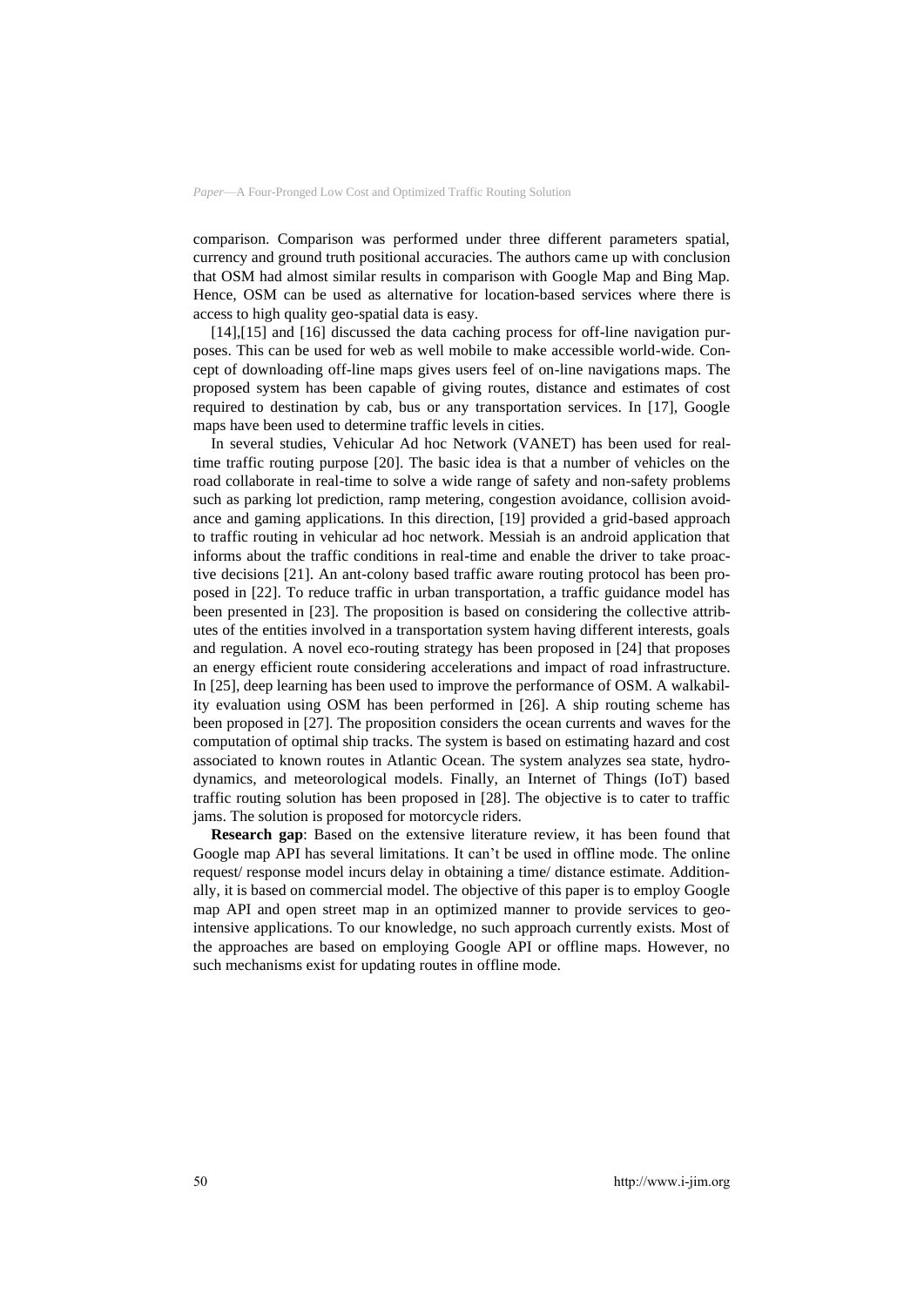comparison. Comparison was performed under three different parameters spatial, currency and ground truth positional accuracies. The authors came up with conclusion that OSM had almost similar results in comparison with Google Map and Bing Map. Hence, OSM can be used as alternative for location-based services where there is access to high quality geo-spatial data is easy.

[14],[15] and [16] discussed the data caching process for off-line navigation purposes. This can be used for web as well mobile to make accessible world-wide. Concept of downloading off-line maps gives users feel of on-line navigations maps. The proposed system has been capable of giving routes, distance and estimates of cost required to destination by cab, bus or any transportation services. In [17], Google maps have been used to determine traffic levels in cities.

In several studies, Vehicular Ad hoc Network (VANET) has been used for real-time traffic routing purpose [20]. The basic idea is that a number of vehicles on the road collaborate in real-time to solve a wide range of safety and non-safety problems such as parking lot prediction, ramp metering, congestion avoidance, collision avoidance and gaming applications. In this direction, [19] provided a grid-based approach to traffic routing in vehicular ad hoc network. Messiah is an android application that informs about the traffic conditions in real-time and enable the driver to take proactive decisions [21]. An ant-colony based traffic aware routing protocol has been proposed in [22]. To reduce traffic in urban transportation, a traffic guidance model has been presented in [23]. The proposition is based on considering the collective attributes of the entities involved in a transportation system having different interests, goals and regulation. A novel eco-routing strategy has been proposed in [24] that proposes an energy efficient route considering accelerations and impact of road infrastructure. In [25], deep learning has been used to improve the performance of OSM. A walkability evaluation using OSM has been performed in [26]. A ship routing scheme has been proposed in [27]. The proposition considers the ocean currents and waves for the computation of optimal ship tracks. The system is based on estimating hazard and cost associated to known routes in Atlantic Ocean. The system analyzes sea state, hydrodynamics, and meteorological models. Finally, an Internet of Things (IoT) based traffic routing solution has been proposed in [28]. The objective is to cater to traffic jams. The solution is proposed for motorcycle riders.

**Research gap**: Based on the extensive literature review, it has been found that Google map API has several limitations. It can't be used in offline mode. The online request/ response model incurs delay in obtaining a time/ distance estimate. Additionally, it is based on commercial model. The objective of this paper is to employ Google map API and open street map in an optimized manner to provide services to geo-intensive applications. To our knowledge, no such approach currently exists. Most of the approaches are based on employing Google API or offline maps. However, no such mechanisms exist for updating routes in offline mode.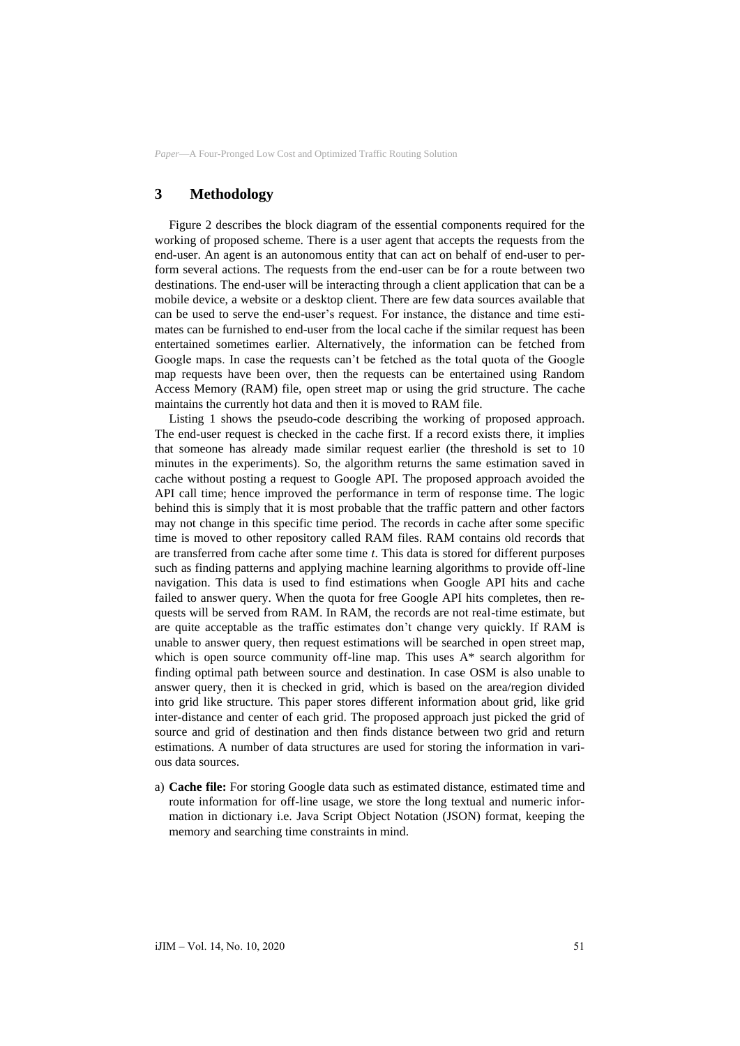## 3 Methodology

Figure 2 describes the block diagram of the essential components required for the working of proposed scheme. There is a user agent that accepts the requests from the end-user. An agent is an autonomous entity that can act on behalf of end-user to perform several actions. The requests from the end-user can be for a route between two destinations. The end-user will be interacting through a client application that can be a mobile device, a website or a desktop client. There are few data sources available that can be used to serve the end-user's request. For instance, the distance and time estimates can be furnished to end-user from the local cache if the similar request has been entertained sometimes earlier. Alternatively, the information can be fetched from Google maps. In case the requests can't be fetched as the total quota of the Google map requests have been over, then the requests can be entertained using Random Access Memory (RAM) file, open street map or using the grid structure. The cache maintains the currently hot data and then it is moved to RAM file.

Listing 1 shows the pseudo-code describing the working of proposed approach. The end-user request is checked in the cache first. If a record exists there, it implies that someone has already made similar request earlier (the threshold is set to 10 minutes in the experiments). So, the algorithm returns the same estimation saved in cache without posting a request to Google API. The proposed approach avoided the API call time; hence improved the performance in term of response time. The logic behind this is simply that it is most probable that the traffic pattern and other factors may not change in this specific time period. The records in cache after some specific time is moved to other repository called RAM files. RAM contains old records that are transferred from cache after some time *t*. This data is stored for different purposes such as finding patterns and applying machine learning algorithms to provide off-line navigation. This data is used to find estimations when Google API hits and cache failed to answer query. When the quota for free Google API hits completes, then requests will be served from RAM. In RAM, the records are not real-time estimate, but are quite acceptable as the traffic estimates don't change very quickly. If RAM is unable to answer query, then request estimations will be searched in open street map, which is open source community off-line map. This uses A* search algorithm for finding optimal path between source and destination. In case OSM is also unable to answer query, then it is checked in grid, which is based on the area/region divided into grid like structure. This paper stores different information about grid, like grid inter-distance and center of each grid. The proposed approach just picked the grid of source and grid of destination and then finds distance between two grid and return estimations. A number of data structures are used for storing the information in various data sources.

a) **Cache file:** For storing Google data such as estimated distance, estimated time and route information for off-line usage, we store the long textual and numeric information in dictionary i.e. Java Script Object Notation (JSON) format, keeping the memory and searching time constraints in mind.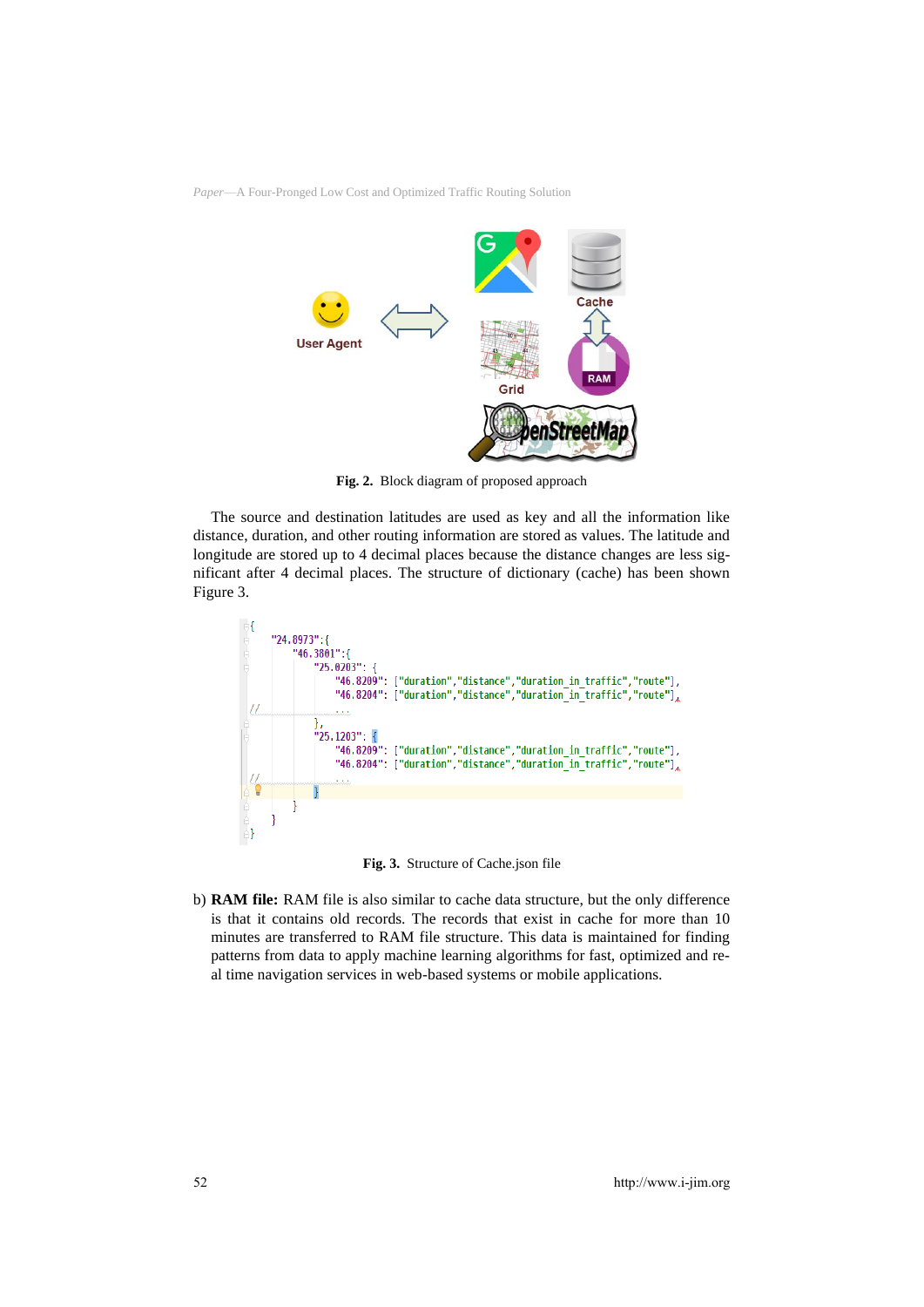Fig. 2. Block diagram of proposed approach

The source and destination latitudes are used as key and all the information like distance, duration, and other routing information are stored as values. The latitude and longitude are stored up to 4 decimal places because the distance changes are less significant after 4 decimal places. The structure of dictionary (cache) has been shown Figure 3.

```
{
    "24.8973":{
        "46.3801":{
            "25.0203": {
                "46.8209": ["duration","distance","duration_in_traffic","route"],
                "46.8204": ["duration","distance","duration_in_traffic","route"],
//              ...
            },
            "25.1203": {
                "46.8209": ["duration","distance","duration_in_traffic","route"],
                "46.8204": ["duration","distance","duration_in_traffic","route"],
//              ...
            }
        }
    }
}
```

Fig. 3. Structure of Cache.json file

b) **RAM file:** RAM file is also similar to cache data structure, but the only difference is that it contains old records. The records that exist in cache for more than 10 minutes are transferred to RAM file structure. This data is maintained for finding patterns from data to apply machine learning algorithms for fast, optimized and real time navigation services in web-based systems or mobile applications.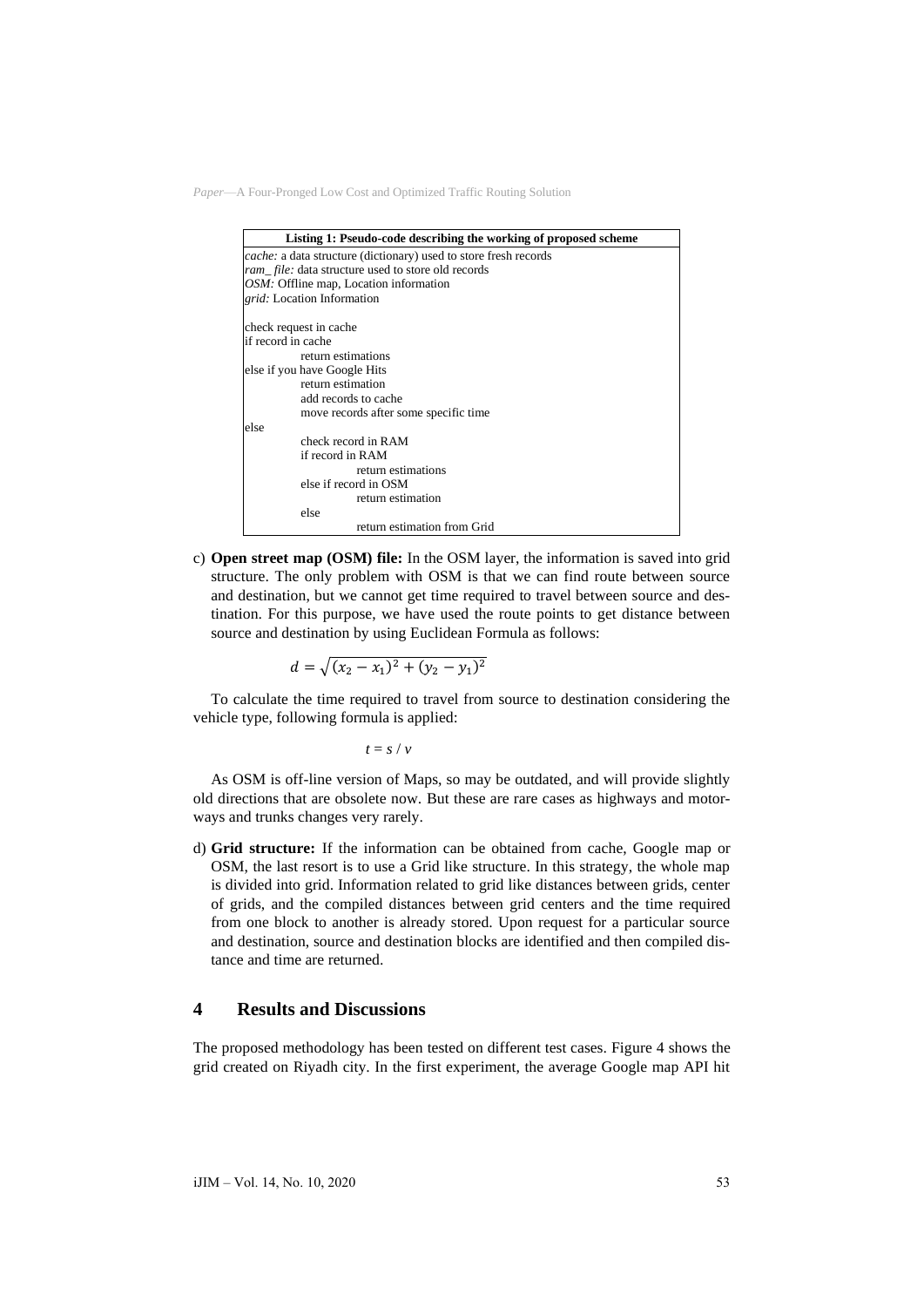**Listing 1: Pseudo-code describing the working of proposed scheme**

*cache:* a data structure (dictionary) used to store fresh records
*ram_ file:* data structure used to store old records
*OSM:* Offline map, Location information
*grid:* Location Information

```
check request in cache
if record in cache
        return estimations
else if you have Google Hits
        return estimation
        add records to cache
        move records after some specific time
else
        check record in RAM
        if record in RAM
                return estimations
        else if record in OSM
                return estimation
        else
                return estimation from Grid
```

c) **Open street map (OSM) file:** In the OSM layer, the information is saved into grid structure. The only problem with OSM is that we can find route between source and destination, but we cannot get time required to travel between source and destination. For this purpose, we have used the route points to get distance between source and destination by using Euclidean Formula as follows:

$$d = \sqrt{(x_2 - x_1)^2 + (y_2 - y_1)^2}$$

To calculate the time required to travel from source to destination considering the vehicle type, following formula is applied:

$$t = s / v$$

As OSM is off-line version of Maps, so may be outdated, and will provide slightly old directions that are obsolete now. But these are rare cases as highways and motorways and trunks changes very rarely.

d) **Grid structure:** If the information can be obtained from cache, Google map or OSM, the last resort is to use a Grid like structure. In this strategy, the whole map is divided into grid. Information related to grid like distances between grids, center of grids, and the compiled distances between grid centers and the time required from one block to another is already stored. Upon request for a particular source and destination, source and destination blocks are identified and then compiled distance and time are returned.

## 4 Results and Discussions

The proposed methodology has been tested on different test cases. Figure 4 shows the grid created on Riyadh city. In the first experiment, the average Google map API hit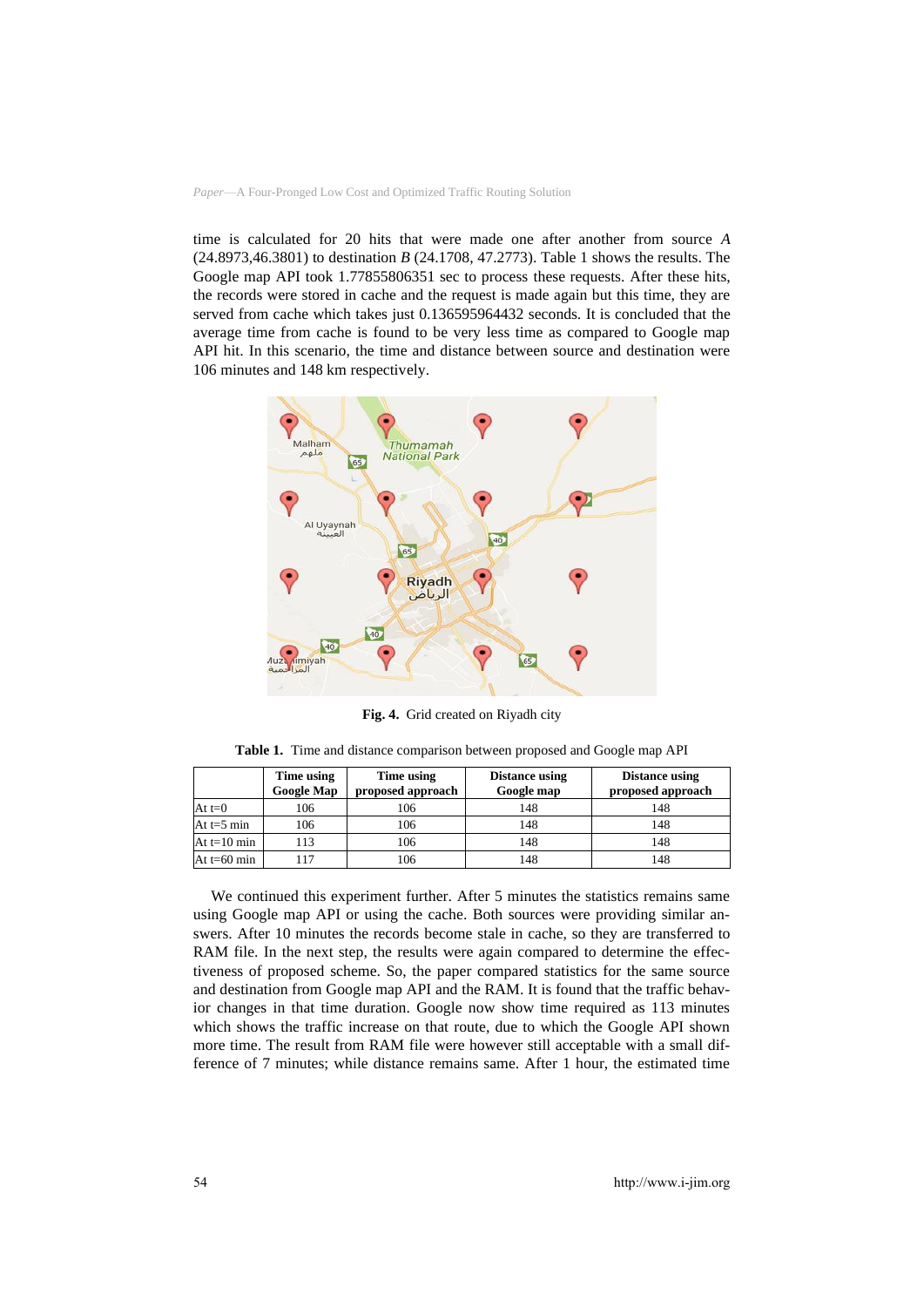time is calculated for 20 hits that were made one after another from source *A* (24.8973,46.3801) to destination *B* (24.1708, 47.2773). Table 1 shows the results. The Google map API took 1.77855806351 sec to process these requests. After these hits, the records were stored in cache and the request is made again but this time, they are served from cache which takes just 0.136595964432 seconds. It is concluded that the average time from cache is found to be very less time as compared to Google map API hit. In this scenario, the time and distance between source and destination were 106 minutes and 148 km respectively.

**Fig. 4.** Grid created on Riyadh city

**Table 1.** Time and distance comparison between proposed and Google map API

| | Time using Google Map | Time using proposed approach | Distance using Google map | Distance using proposed approach |
|---|---|---|---|---|
| At t=0 | 106 | 106 | 148 | 148 |
| At t=5 min | 106 | 106 | 148 | 148 |
| At t=10 min | 113 | 106 | 148 | 148 |
| At t=60 min | 117 | 106 | 148 | 148 |

We continued this experiment further. After 5 minutes the statistics remains same using Google map API or using the cache. Both sources were providing similar answers. After 10 minutes the records become stale in cache, so they are transferred to RAM file. In the next step, the results were again compared to determine the effectiveness of proposed scheme. So, the paper compared statistics for the same source and destination from Google map API and the RAM. It is found that the traffic behavior changes in that time duration. Google now show time required as 113 minutes which shows the traffic increase on that route, due to which the Google API shown more time. The result from RAM file were however still acceptable with a small difference of 7 minutes; while distance remains same. After 1 hour, the estimated time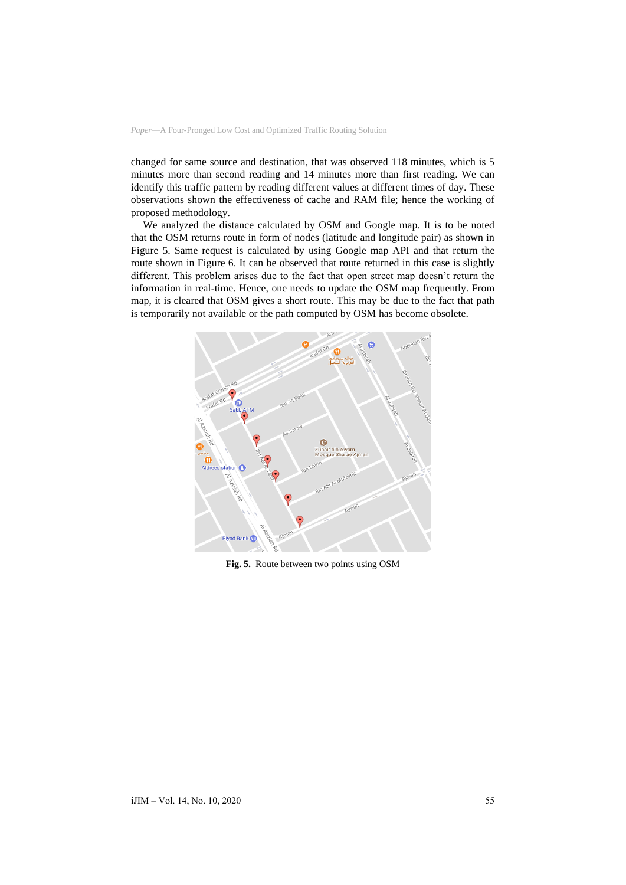changed for same source and destination, that was observed 118 minutes, which is 5 minutes more than second reading and 14 minutes more than first reading. We can identify this traffic pattern by reading different values at different times of day. These observations shown the effectiveness of cache and RAM file; hence the working of proposed methodology.

We analyzed the distance calculated by OSM and Google map. It is to be noted that the OSM returns route in form of nodes (latitude and longitude pair) as shown in Figure 5. Same request is calculated by using Google map API and that return the route shown in Figure 6. It can be observed that route returned in this case is slightly different. This problem arises due to the fact that open street map doesn't return the information in real-time. Hence, one needs to update the OSM map frequently. From map, it is cleared that OSM gives a short route. This may be due to the fact that path is temporarily not available or the path computed by OSM has become obsolete.

**Fig. 5.** Route between two points using OSM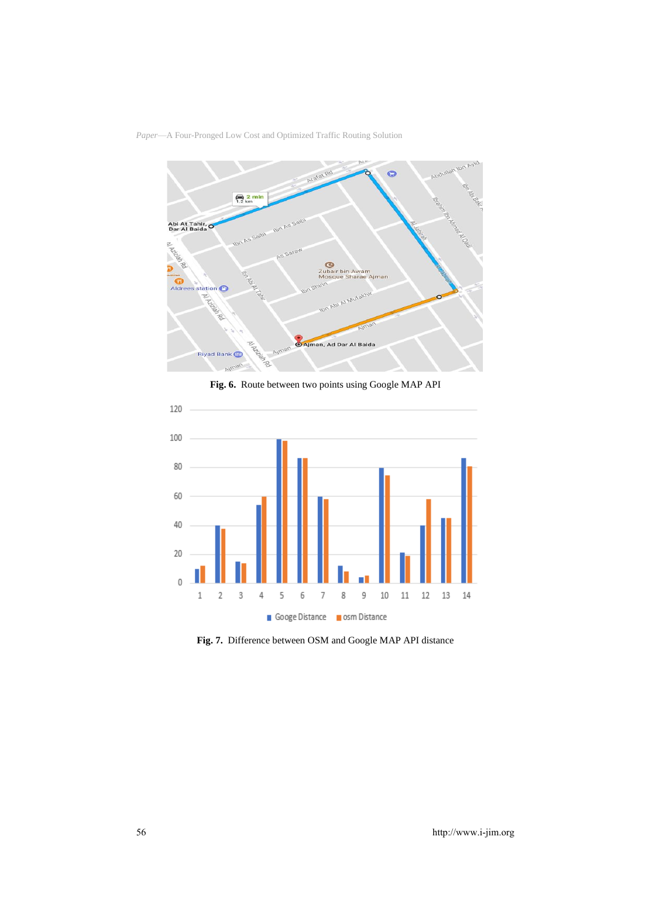Abi At Tahir, Dar Al Baida

2 min
1.2 km

Arafat Rd

Abdullah Ibn Ayid

Ibn Abi Bakr

Ibrahim Ibn Ahmad Al Qadi

Al Jabriah

Ibn As Saibi

Ibn As Saibi

As Saraw

Zubair bin Awam Mosque Sharae Ajman

Al Aziziah Rd

Aldrees station

Ibn Abi At Tahir

Ibn Shirin

Ibn Abi Al Mufakhir

Al Aziziah Rd

Ajman

Ajman, Ad Dar Al Baida

Al Aziziah Rd

Riyad Bank

Ajman

Ajman

**Fig. 6.** Route between two points using Google MAP API

120
100
80
60
40
20
0

1 2 3 4 5 6 7 8 9 10 11 12 13 14

Googe Distance
osm Distance

**Fig. 7.** Difference between OSM and Google MAP API distance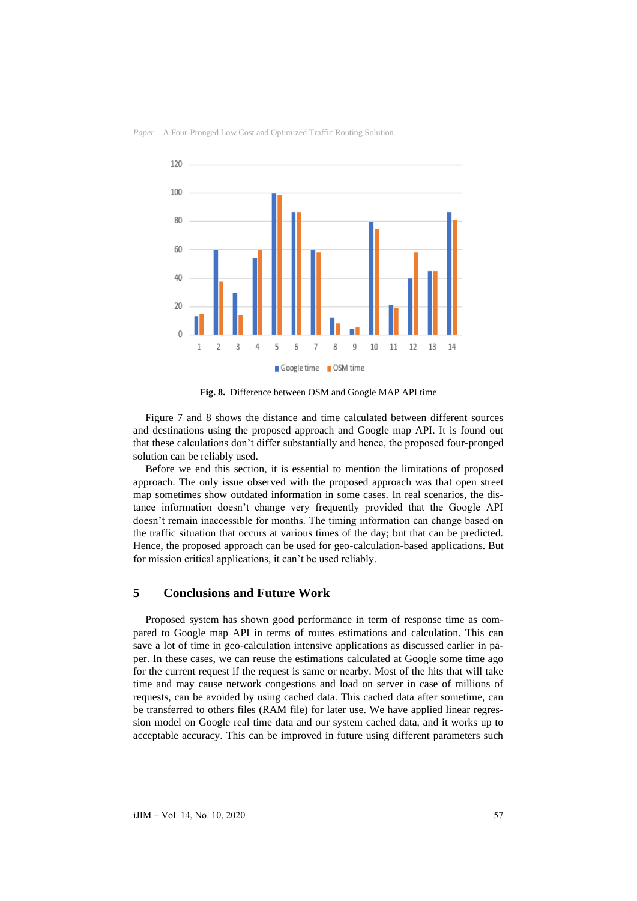120
100
80
60
40
20
0

1 2 3 4 5 6 7 8 9 10 11 12 13 14

Google time OSM time

**Fig. 8.** Difference between OSM and Google MAP API time

Figure 7 and 8 shows the distance and time calculated between different sources and destinations using the proposed approach and Google map API. It is found out that these calculations don't differ substantially and hence, the proposed four-pronged solution can be reliably used.

Before we end this section, it is essential to mention the limitations of proposed approach. The only issue observed with the proposed approach was that open street map sometimes show outdated information in some cases. In real scenarios, the distance information doesn't change very frequently provided that the Google API doesn't remain inaccessible for months. The timing information can change based on the traffic situation that occurs at various times of the day; but that can be predicted. Hence, the proposed approach can be used for geo-calculation-based applications. But for mission critical applications, it can't be used reliably.

## 5 Conclusions and Future Work

Proposed system has shown good performance in term of response time as compared to Google map API in terms of routes estimations and calculation. This can save a lot of time in geo-calculation intensive applications as discussed earlier in paper. In these cases, we can reuse the estimations calculated at Google some time ago for the current request if the request is same or nearby. Most of the hits that will take time and may cause network congestions and load on server in case of millions of requests, can be avoided by using cached data. This cached data after sometime, can be transferred to others files (RAM file) for later use. We have applied linear regression model on Google real time data and our system cached data, and it works up to acceptable accuracy. This can be improved in future using different parameters such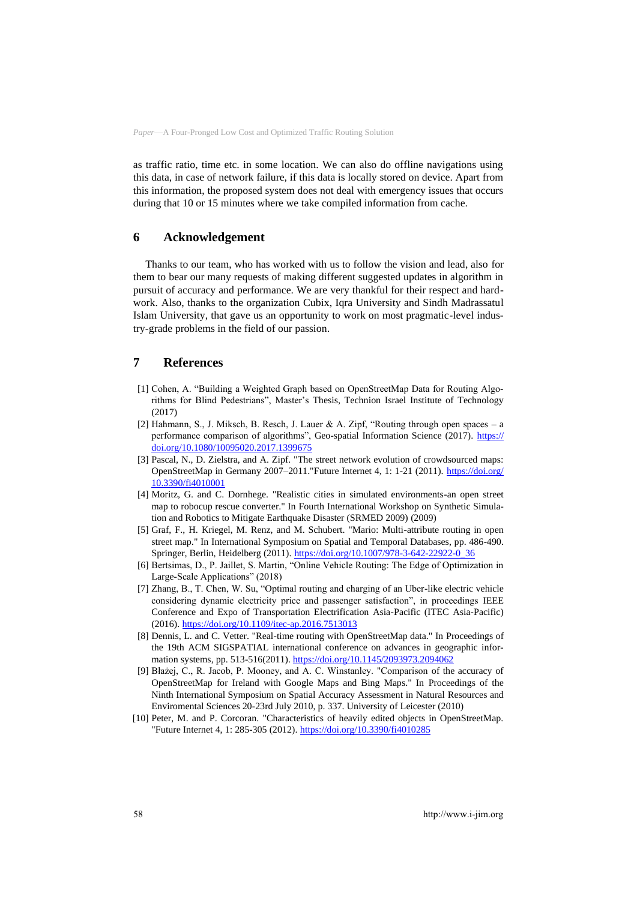as traffic ratio, time etc. in some location. We can also do offline navigations using this data, in case of network failure, if this data is locally stored on device. Apart from this information, the proposed system does not deal with emergency issues that occurs during that 10 or 15 minutes where we take compiled information from cache.

## 6 Acknowledgement

Thanks to our team, who has worked with us to follow the vision and lead, also for them to bear our many requests of making different suggested updates in algorithm in pursuit of accuracy and performance. We are very thankful for their respect and hard-work. Also, thanks to the organization Cubix, Iqra University and Sindh Madrassatul Islam University, that gave us an opportunity to work on most pragmatic-level industry-grade problems in the field of our passion.

## 7 References

[1] Cohen, A. "Building a Weighted Graph based on OpenStreetMap Data for Routing Algorithms for Blind Pedestrians", Master's Thesis, Technion Israel Institute of Technology (2017)

[2] Hahmann, S., J. Miksch, B. Resch, J. Lauer & A. Zipf, "Routing through open spaces – a performance comparison of algorithms", Geo-spatial Information Science (2017). https://doi.org/10.1080/10095020.2017.1399675

[3] Pascal, N., D. Zielstra, and A. Zipf. "The street network evolution of crowdsourced maps: OpenStreetMap in Germany 2007–2011."Future Internet 4, 1: 1-21 (2011). https://doi.org/10.3390/fi4010001

[4] Moritz, G. and C. Dornhege. "Realistic cities in simulated environments-an open street map to robocup rescue converter." In Fourth International Workshop on Synthetic Simulation and Robotics to Mitigate Earthquake Disaster (SRMED 2009) (2009)

[5] Graf, F., H. Kriegel, M. Renz, and M. Schubert. "Mario: Multi-attribute routing in open street map." In International Symposium on Spatial and Temporal Databases, pp. 486-490. Springer, Berlin, Heidelberg (2011). https://doi.org/10.1007/978-3-642-22922-0_36

[6] Bertsimas, D., P. Jaillet, S. Martin, "Online Vehicle Routing: The Edge of Optimization in Large-Scale Applications" (2018)

[7] Zhang, B., T. Chen, W. Su, "Optimal routing and charging of an Uber-like electric vehicle considering dynamic electricity price and passenger satisfaction", in proceedings IEEE Conference and Expo of Transportation Electrification Asia-Pacific (ITEC Asia-Pacific) (2016). https://doi.org/10.1109/itec-ap.2016.7513013

[8] Dennis, L. and C. Vetter. "Real-time routing with OpenStreetMap data." In Proceedings of the 19th ACM SIGSPATIAL international conference on advances in geographic information systems, pp. 513-516(2011). https://doi.org/10.1145/2093973.2094062

[9] Błażej, C., R. Jacob, P. Mooney, and A. C. Winstanley. "Comparison of the accuracy of OpenStreetMap for Ireland with Google Maps and Bing Maps." In Proceedings of the Ninth International Symposium on Spatial Accuracy Assessment in Natural Resources and Enviromental Sciences 20-23rd July 2010, p. 337. University of Leicester (2010)

[10] Peter, M. and P. Corcoran. "Characteristics of heavily edited objects in OpenStreetMap. "Future Internet 4, 1: 285-305 (2012). https://doi.org/10.3390/fi4010285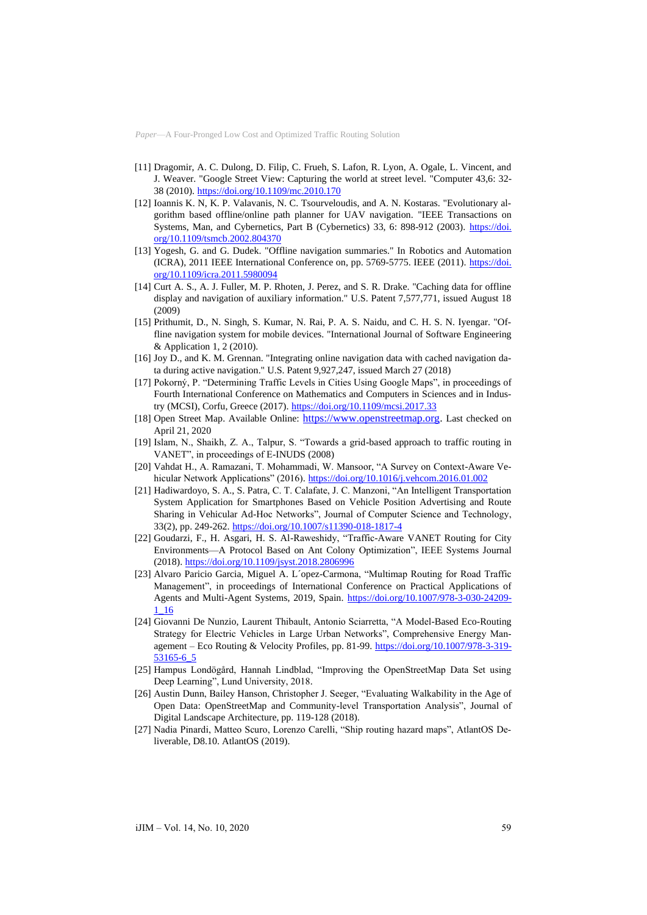[11] Dragomir, A. C. Dulong, D. Filip, C. Frueh, S. Lafon, R. Lyon, A. Ogale, L. Vincent, and J. Weaver. "Google Street View: Capturing the world at street level. "Computer 43,6: 32-38 (2010). https://doi.org/10.1109/mc.2010.170

[12] Ioannis K. N, K. P. Valavanis, N. C. Tsourveloudis, and A. N. Kostaras. "Evolutionary algorithm based offline/online path planner for UAV navigation. "IEEE Transactions on Systems, Man, and Cybernetics, Part B (Cybernetics) 33, 6: 898-912 (2003). https://doi.org/10.1109/tsmcb.2002.804370

[13] Yogesh, G. and G. Dudek. "Offline navigation summaries." In Robotics and Automation (ICRA), 2011 IEEE International Conference on, pp. 5769-5775. IEEE (2011). https://doi.org/10.1109/icra.2011.5980094

[14] Curt A. S., A. J. Fuller, M. P. Rhoten, J. Perez, and S. R. Drake. "Caching data for offline display and navigation of auxiliary information." U.S. Patent 7,577,771, issued August 18 (2009)

[15] Prithumit, D., N. Singh, S. Kumar, N. Rai, P. A. S. Naidu, and C. H. S. N. Iyengar. "Offline navigation system for mobile devices. "International Journal of Software Engineering & Application 1, 2 (2010).

[16] Joy D., and K. M. Grennan. "Integrating online navigation data with cached navigation data during active navigation." U.S. Patent 9,927,247, issued March 27 (2018)

[17] Pokorný, P. "Determining Traffic Levels in Cities Using Google Maps", in proceedings of Fourth International Conference on Mathematics and Computers in Sciences and in Industry (MCSI), Corfu, Greece (2017). https://doi.org/10.1109/mcsi.2017.33

[18] Open Street Map. Available Online: https://www.openstreetmap.org. Last checked on April 21, 2020

[19] Islam, N., Shaikh, Z. A., Talpur, S. "Towards a grid-based approach to traffic routing in VANET", in proceedings of E-INUDS (2008)

[20] Vahdat H., A. Ramazani, T. Mohammadi, W. Mansoor, "A Survey on Context-Aware Vehicular Network Applications" (2016). https://doi.org/10.1016/j.vehcom.2016.01.002

[21] Hadiwardoyo, S. A., S. Patra, C. T. Calafate, J. C. Manzoni, "An Intelligent Transportation System Application for Smartphones Based on Vehicle Position Advertising and Route Sharing in Vehicular Ad-Hoc Networks", Journal of Computer Science and Technology, 33(2), pp. 249-262. https://doi.org/10.1007/s11390-018-1817-4

[22] Goudarzi, F., H. Asgari, H. S. Al-Raweshidy, "Traffic-Aware VANET Routing for City Environments—A Protocol Based on Ant Colony Optimization", IEEE Systems Journal (2018). https://doi.org/10.1109/jsyst.2018.2806996

[23] Alvaro Paricio Garcia, Miguel A. L´opez-Carmona, "Multimap Routing for Road Traffic Management", in proceedings of International Conference on Practical Applications of Agents and Multi-Agent Systems, 2019, Spain. https://doi.org/10.1007/978-3-030-24209-1_16

[24] Giovanni De Nunzio, Laurent Thibault, Antonio Sciarretta, "A Model-Based Eco-Routing Strategy for Electric Vehicles in Large Urban Networks", Comprehensive Energy Management – Eco Routing & Velocity Profiles, pp. 81-99. https://doi.org/10.1007/978-3-319-53165-6_5

[25] Hampus Londögård, Hannah Lindblad, "Improving the OpenStreetMap Data Set using Deep Learning", Lund University, 2018.

[26] Austin Dunn, Bailey Hanson, Christopher J. Seeger, "Evaluating Walkability in the Age of Open Data: OpenStreetMap and Community-level Transportation Analysis", Journal of Digital Landscape Architecture, pp. 119-128 (2018).

[27] Nadia Pinardi, Matteo Scuro, Lorenzo Carelli, "Ship routing hazard maps", AtlantOS Deliverable, D8.10. AtlantOS (2019).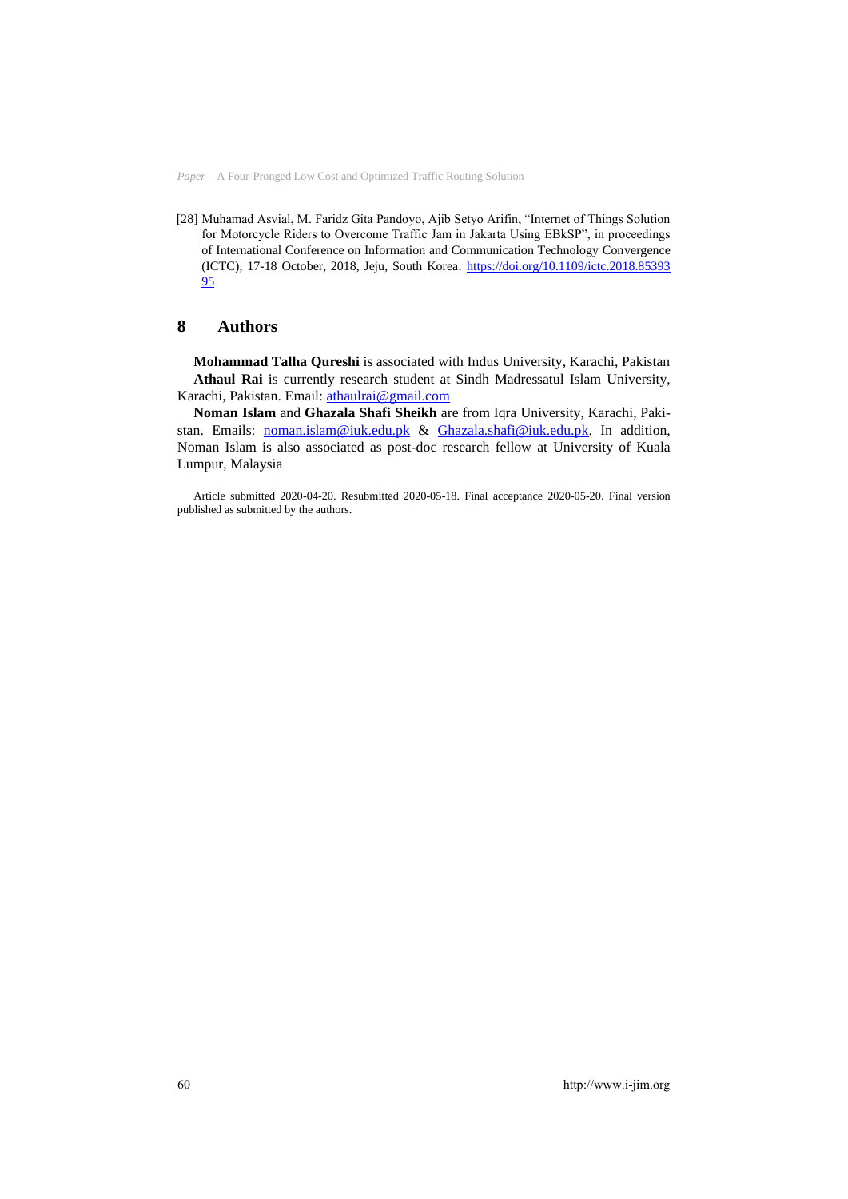[28] Muhamad Asvial, M. Faridz Gita Pandoyo, Ajib Setyo Arifin, "Internet of Things Solution for Motorcycle Riders to Overcome Traffic Jam in Jakarta Using EBkSP", in proceedings of International Conference on Information and Communication Technology Convergence (ICTC), 17-18 October, 2018, Jeju, South Korea. https://doi.org/10.1109/ictc.2018.8539395

## 8 Authors

**Mohammad Talha Qureshi** is associated with Indus University, Karachi, Pakistan

**Athaul Rai** is currently research student at Sindh Madressatul Islam University, Karachi, Pakistan. Email: athaulrai@gmail.com

**Noman Islam** and **Ghazala Shafi Sheikh** are from Iqra University, Karachi, Pakistan. Emails: noman.islam@iuk.edu.pk & Ghazala.shafi@iuk.edu.pk. In addition, Noman Islam is also associated as post-doc research fellow at University of Kuala Lumpur, Malaysia

Article submitted 2020-04-20. Resubmitted 2020-05-18. Final acceptance 2020-05-20. Final version published as submitted by the authors.